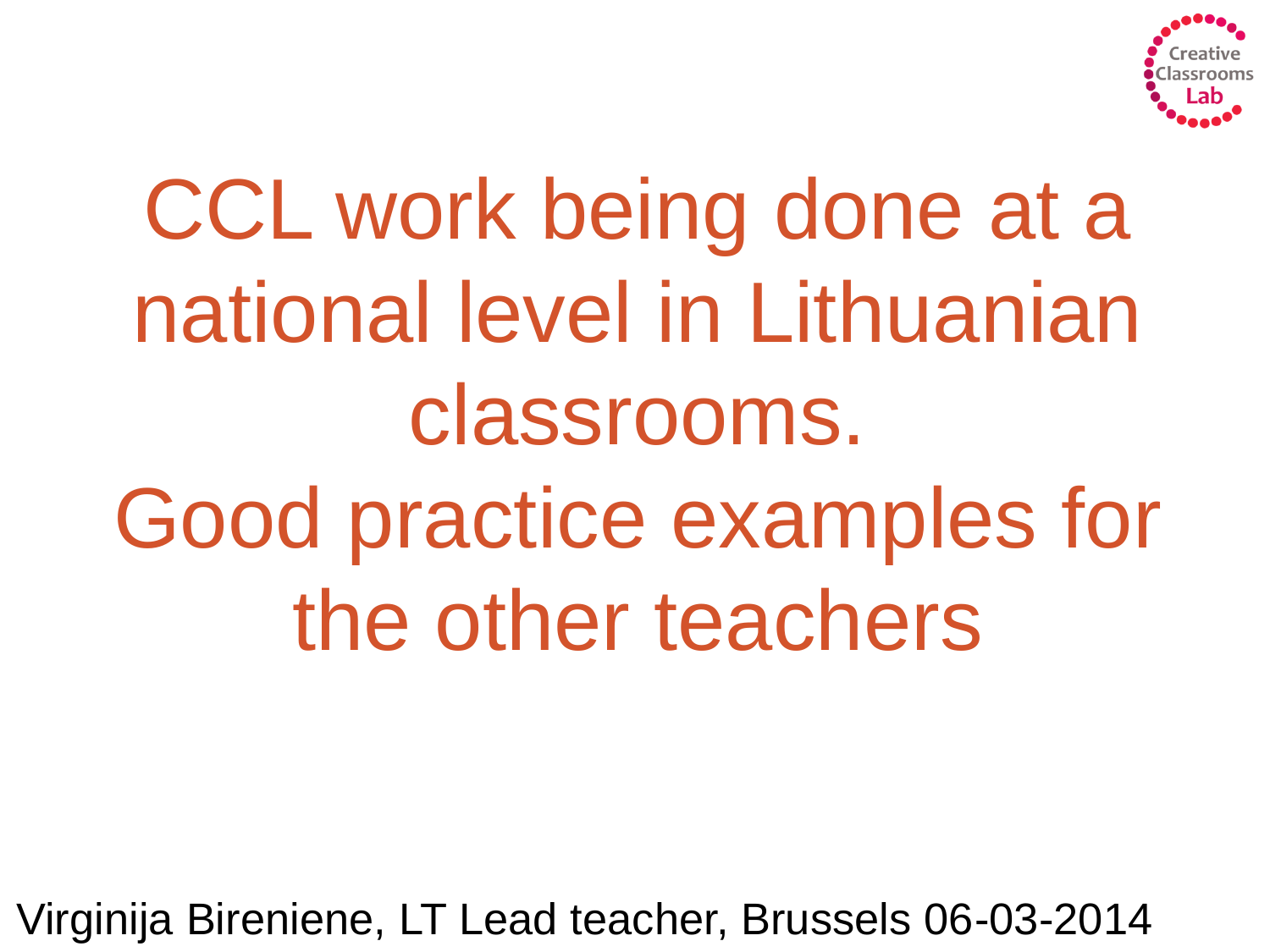Creative Classrooms Lab

# CCL work being done at a national level in Lithuanian classrooms. Good practice examples for the other teachers

Virginija Bireniene, LT Lead teacher, Brussels 06-03-2014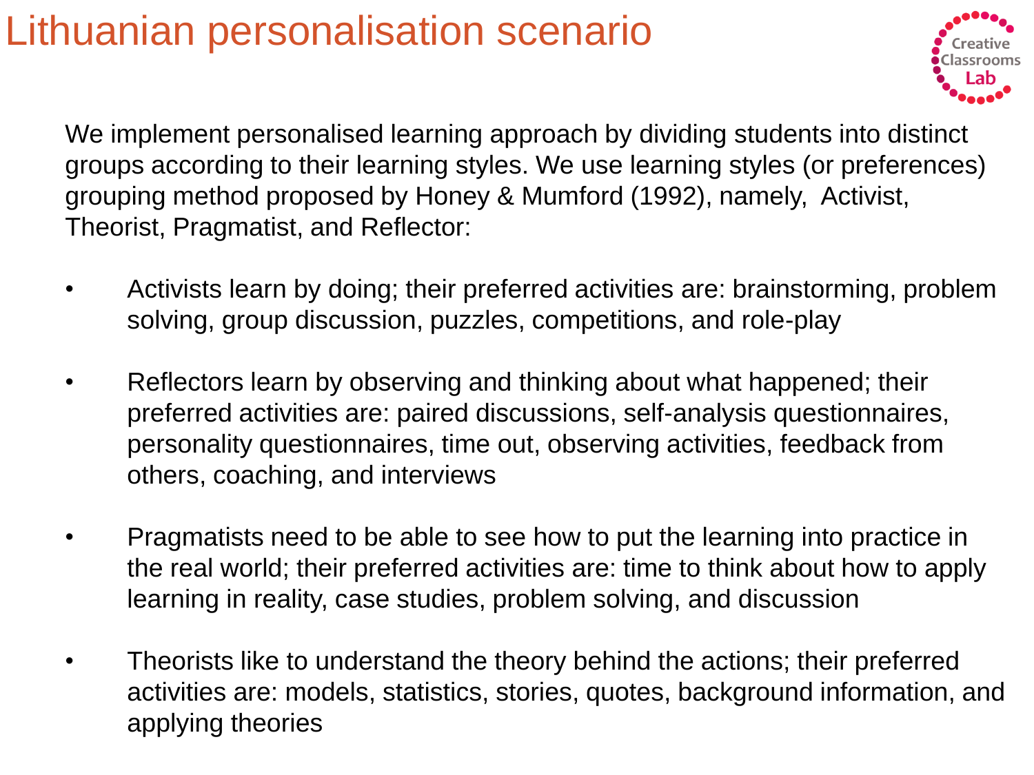# Lithuanian personalisation scenario

We implement personalised learning approach by dividing students into distinct groups according to their learning styles. We use learning styles (or preferences) grouping method proposed by Honey & Mumford (1992), namely, Activist, Theorist, Pragmatist, and Reflector:

- Activists learn by doing; their preferred activities are: brainstorming, problem solving, group discussion, puzzles, competitions, and role-play
- Reflectors learn by observing and thinking about what happened; their preferred activities are: paired discussions, self-analysis questionnaires, personality questionnaires, time out, observing activities, feedback from others, coaching, and interviews
- Pragmatists need to be able to see how to put the learning into practice in the real world; their preferred activities are: time to think about how to apply learning in reality, case studies, problem solving, and discussion
- Theorists like to understand the theory behind the actions; their preferred activities are: models, statistics, stories, quotes, background information, and applying theories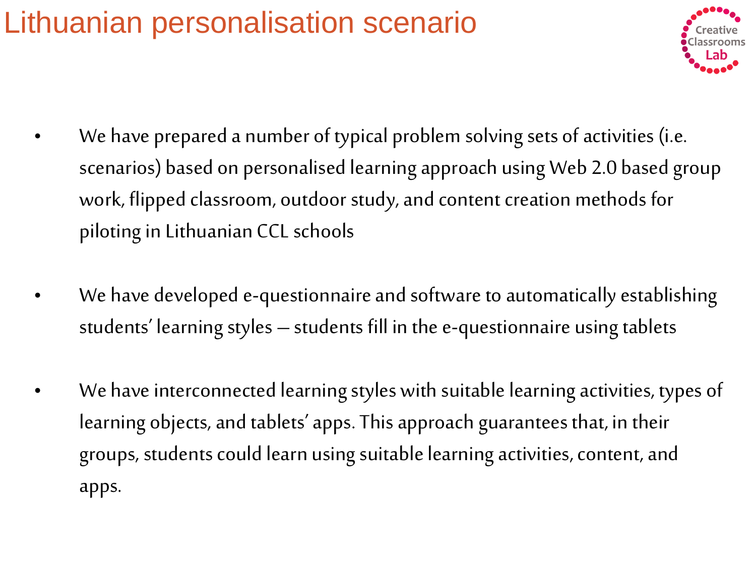# Lithuanian personalisation scenario

- We have prepared a number of typical problem solving sets of activities (i.e. scenarios) based on personalised learning approach using Web 2.0 based group work, flipped classroom, outdoor study, and content creation methods for piloting in Lithuanian CCL schools

- We have developed e-questionnaire and software to automatically establishing students' learning styles – students fill in the e-questionnaire using tablets

- We have interconnected learning styles with suitable learning activities, types of learning objects, and tablets' apps. This approach guarantees that, in their groups, students could learn using suitable learning activities, content, and apps.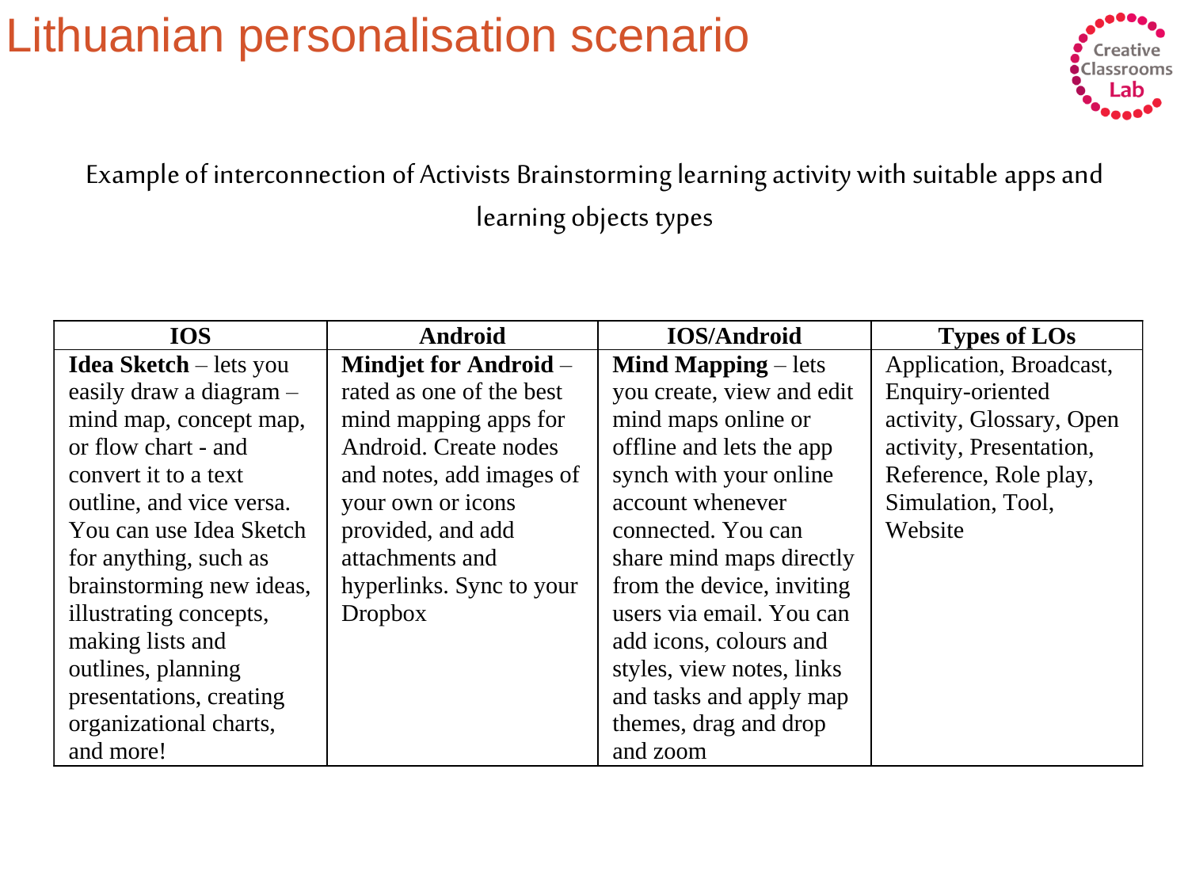# Lithuanian personalisation scenario

Example of interconnection of Activists Brainstorming learning activity with suitable apps and learning objects types

| IOS | Android | IOS/Android | Types of LOs |
|---|---|---|---|
| **Idea Sketch** – lets you easily draw a diagram – mind map, concept map, or flow chart - and convert it to a text outline, and vice versa. You can use Idea Sketch for anything, such as brainstorming new ideas, illustrating concepts, making lists and outlines, planning presentations, creating organizational charts, and more! | **Mindjet for Android** – rated as one of the best mind mapping apps for Android. Create nodes and notes, add images of your own or icons provided, and add attachments and hyperlinks. Sync to your Dropbox | **Mind Mapping** – lets you create, view and edit mind maps online or offline and lets the app synch with your online account whenever connected. You can share mind maps directly from the device, inviting users via email. You can add icons, colours and styles, view notes, links and tasks and apply map themes, drag and drop and zoom | Application, Broadcast, Enquiry-oriented activity, Glossary, Open activity, Presentation, Reference, Role play, Simulation, Tool, Website |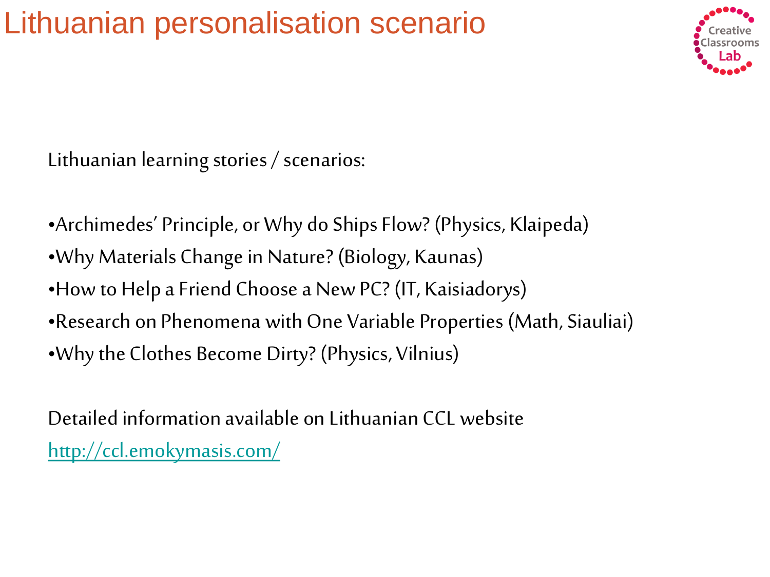# Lithuanian personalisation scenario

Lithuanian learning stories / scenarios:

- Archimedes' Principle, or Why do Ships Flow? (Physics, Klaipeda)
- Why Materials Change in Nature? (Biology, Kaunas)
- How to Help a Friend Choose a New PC? (IT, Kaisiadorys)
- Research on Phenomena with One Variable Properties (Math, Siauliai)
- Why the Clothes Become Dirty? (Physics, Vilnius)

Detailed information available on Lithuanian CCL website

http://ccl.emokymasis.com/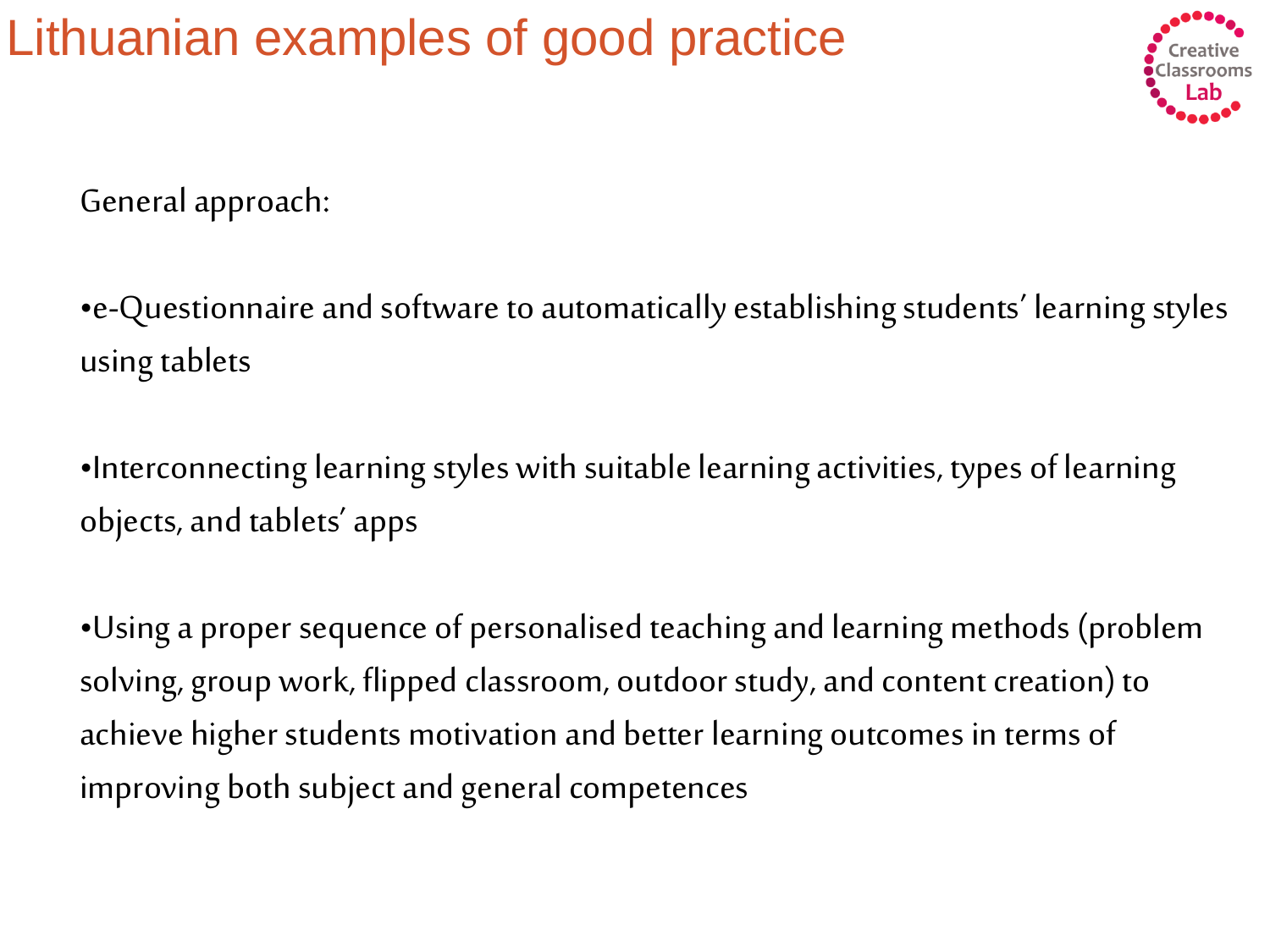# Lithuanian examples of good practice

General approach:

- e-Questionnaire and software to automatically establishing students' learning styles using tablets

- Interconnecting learning styles with suitable learning activities, types of learning objects, and tablets' apps

- Using a proper sequence of personalised teaching and learning methods (problem solving, group work, flipped classroom, outdoor study, and content creation) to achieve higher students motivation and better learning outcomes in terms of improving both subject and general competences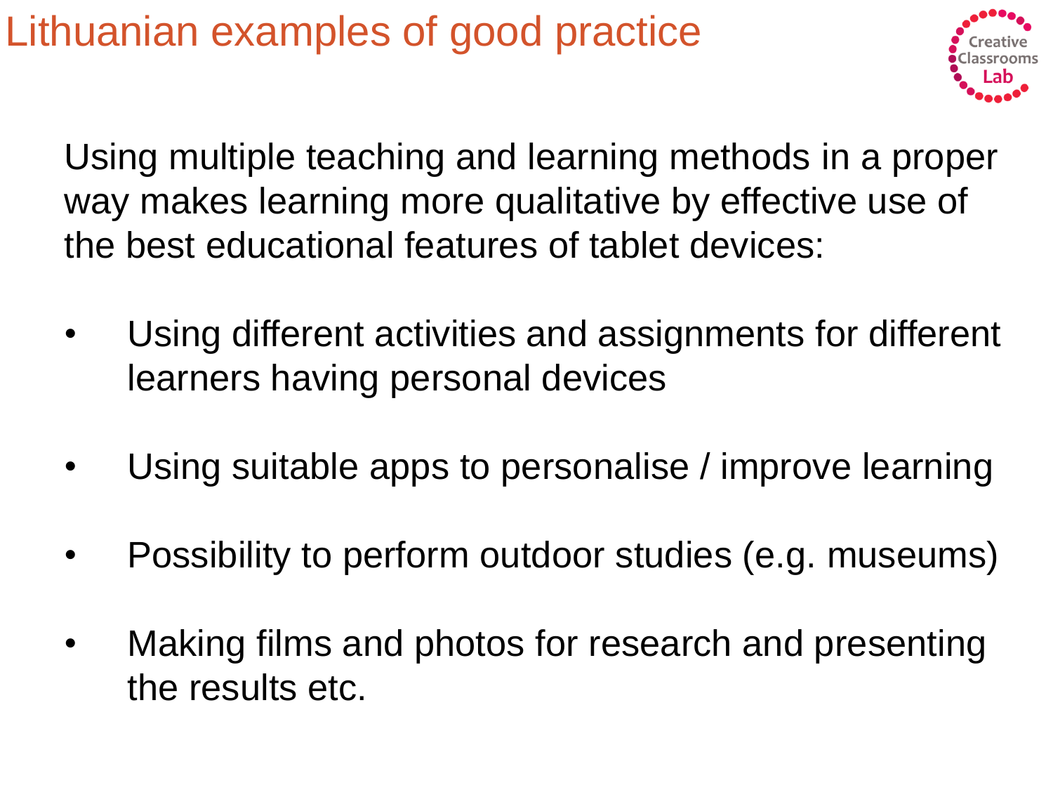# Lithuanian examples of good practice

Using multiple teaching and learning methods in a proper way makes learning more qualitative by effective use of the best educational features of tablet devices:

- Using different activities and assignments for different learners having personal devices
- Using suitable apps to personalise / improve learning
- Possibility to perform outdoor studies (e.g. museums)
- Making films and photos for research and presenting the results etc.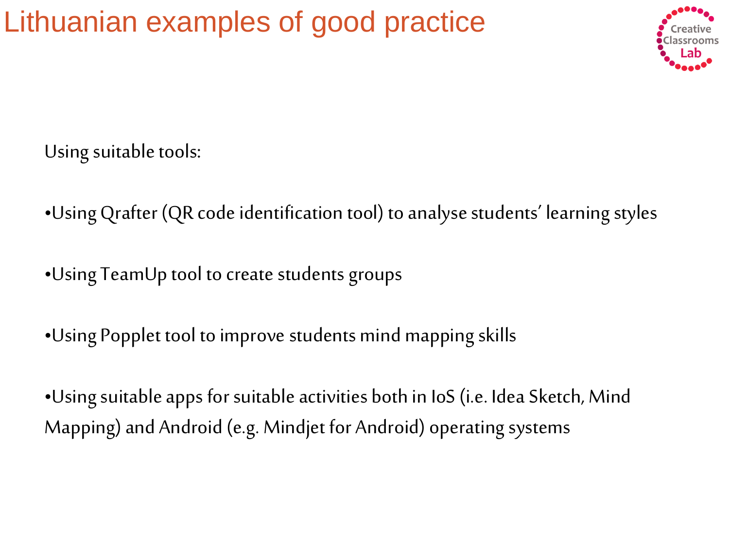# Lithuanian examples of good practice

Using suitable tools:

•Using Qrafter (QR code identification tool) to analyse students' learning styles

•Using TeamUp tool to create students groups

•Using Popplet tool to improve students mind mapping skills

•Using suitable apps for suitable activities both in IoS (i.e. Idea Sketch, Mind Mapping) and Android (e.g. Mindjet for Android) operating systems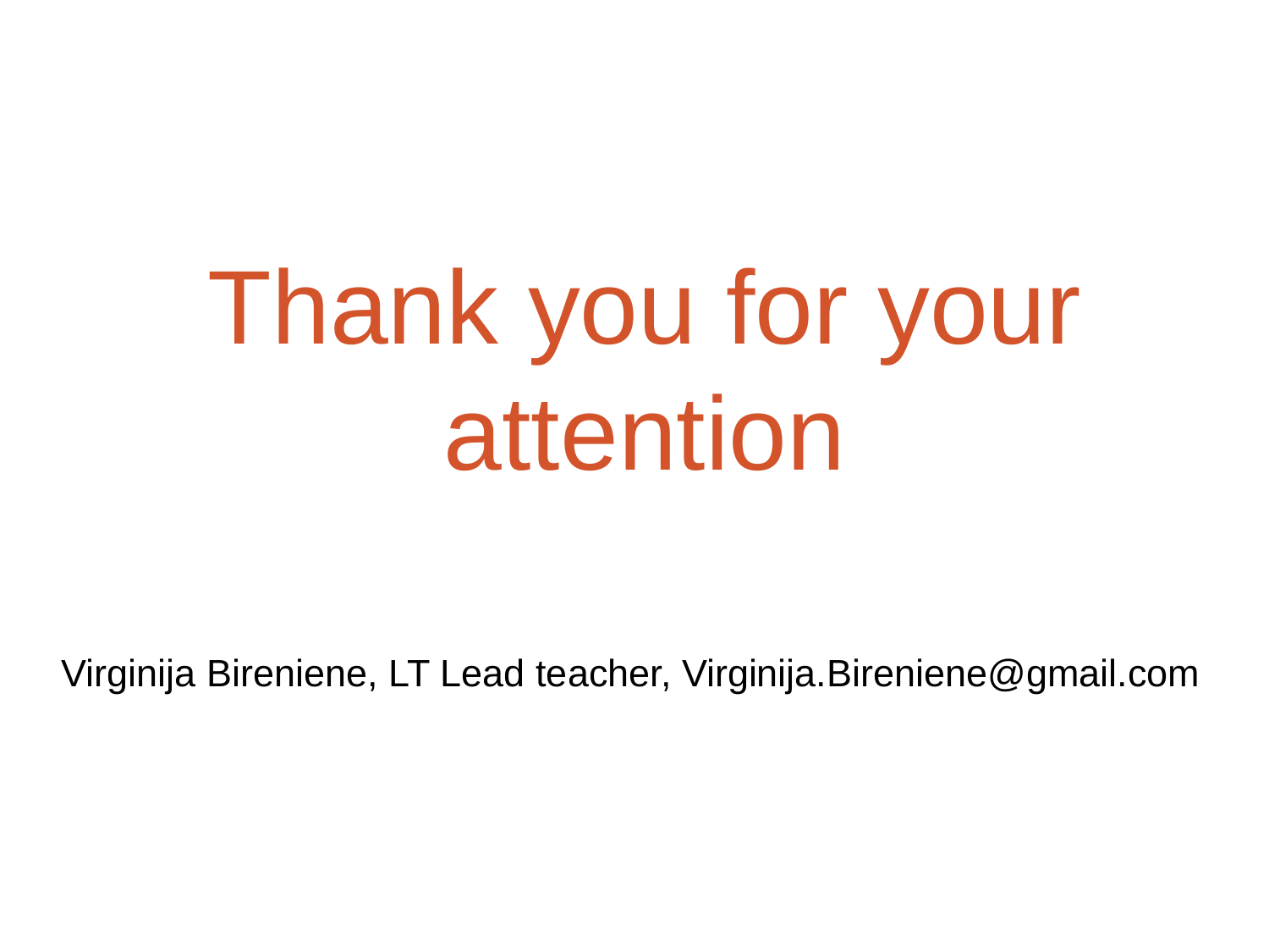# Thank you for your attention

Virginija Bireniene, LT Lead teacher, Virginija.Bireniene@gmail.com